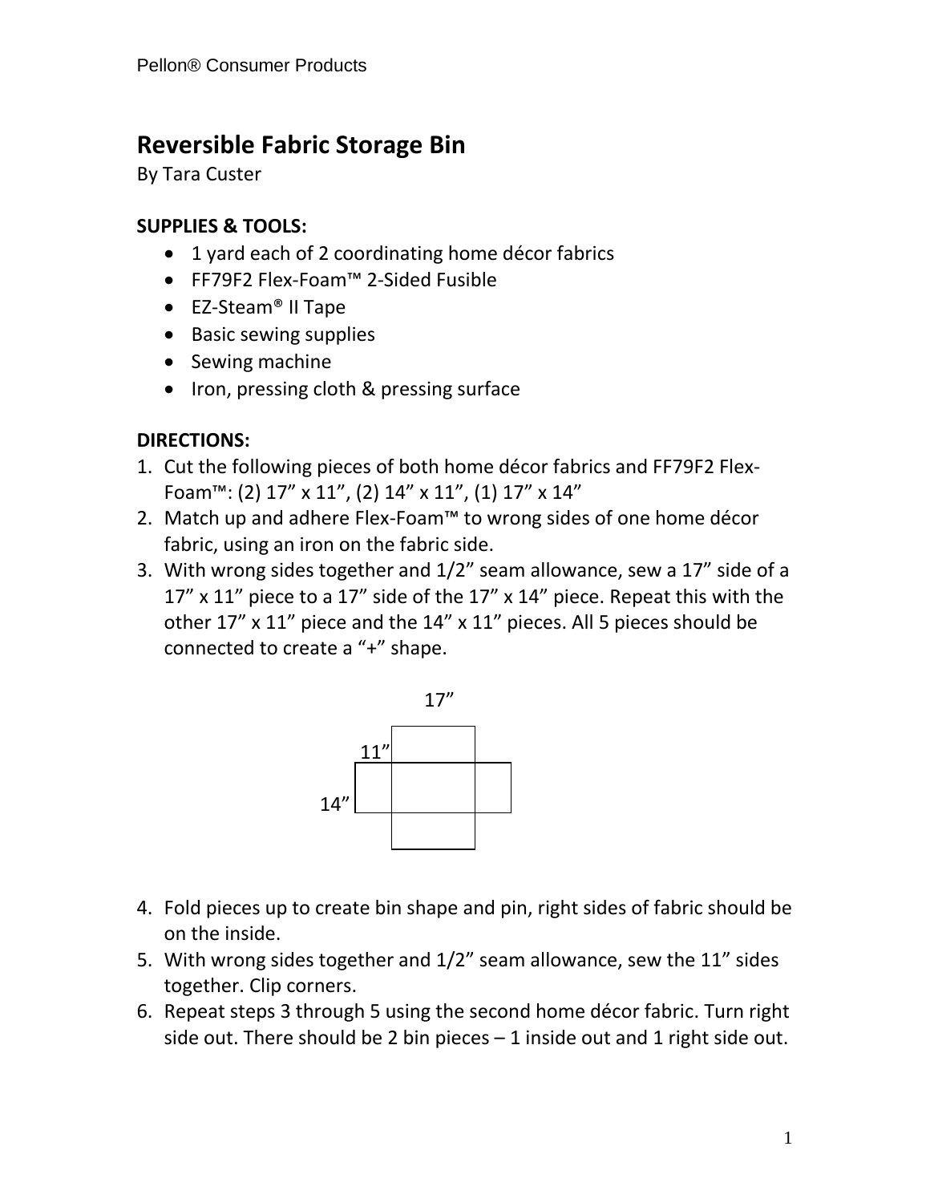# Reversible Fabric Storage Bin

By Tara Custer

## SUPPLIES & TOOLS:

- 1 yard each of 2 coordinating home décor fabrics
- FF79F2 Flex-Foam™ 2-Sided Fusible
- EZ-Steam® II Tape
- Basic sewing supplies
- Sewing machine
- Iron, pressing cloth & pressing surface

## DIRECTIONS:

1. Cut the following pieces of both home décor fabrics and FF79F2 Flex-Foam™: (2) 17” x 11”, (2) 14” x 11”, (1) 17” x 14”
2. Match up and adhere Flex-Foam™ to wrong sides of one home décor fabric, using an iron on the fabric side.
3. With wrong sides together and 1/2” seam allowance, sew a 17” side of a 17” x 11” piece to a 17” side of the 17” x 14” piece. Repeat this with the other 17” x 11” piece and the 14” x 11” pieces. All 5 pieces should be connected to create a “+” shape.
4. Fold pieces up to create bin shape and pin, right sides of fabric should be on the inside.
5. With wrong sides together and 1/2” seam allowance, sew the 11” sides together. Clip corners.
6. Repeat steps 3 through 5 using the second home décor fabric. Turn right side out. There should be 2 bin pieces – 1 inside out and 1 right side out.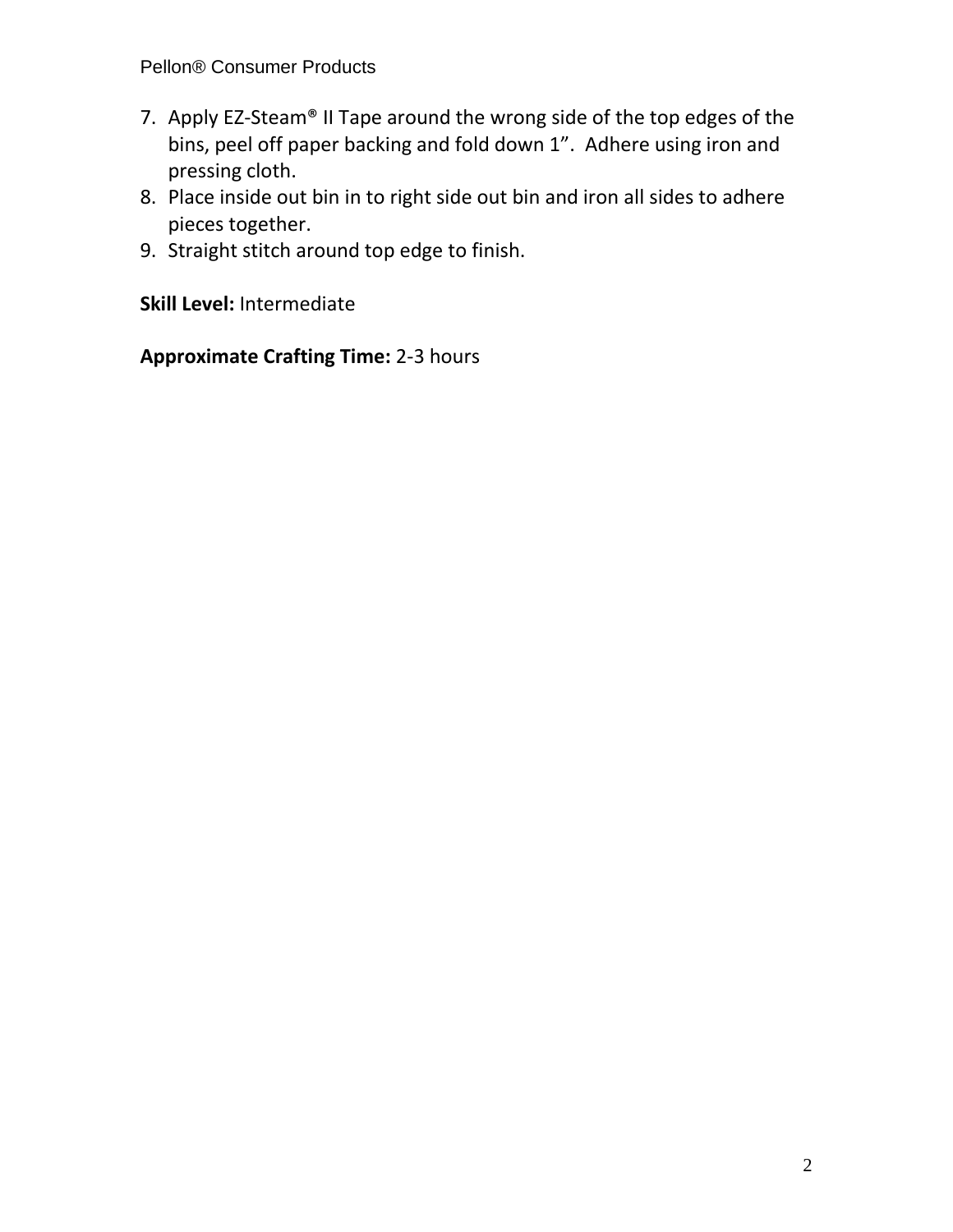7. Apply EZ-Steam® II Tape around the wrong side of the top edges of the bins, peel off paper backing and fold down 1". Adhere using iron and pressing cloth.
8. Place inside out bin in to right side out bin and iron all sides to adhere pieces together.
9. Straight stitch around top edge to finish.

**Skill Level:** Intermediate

**Approximate Crafting Time:** 2-3 hours